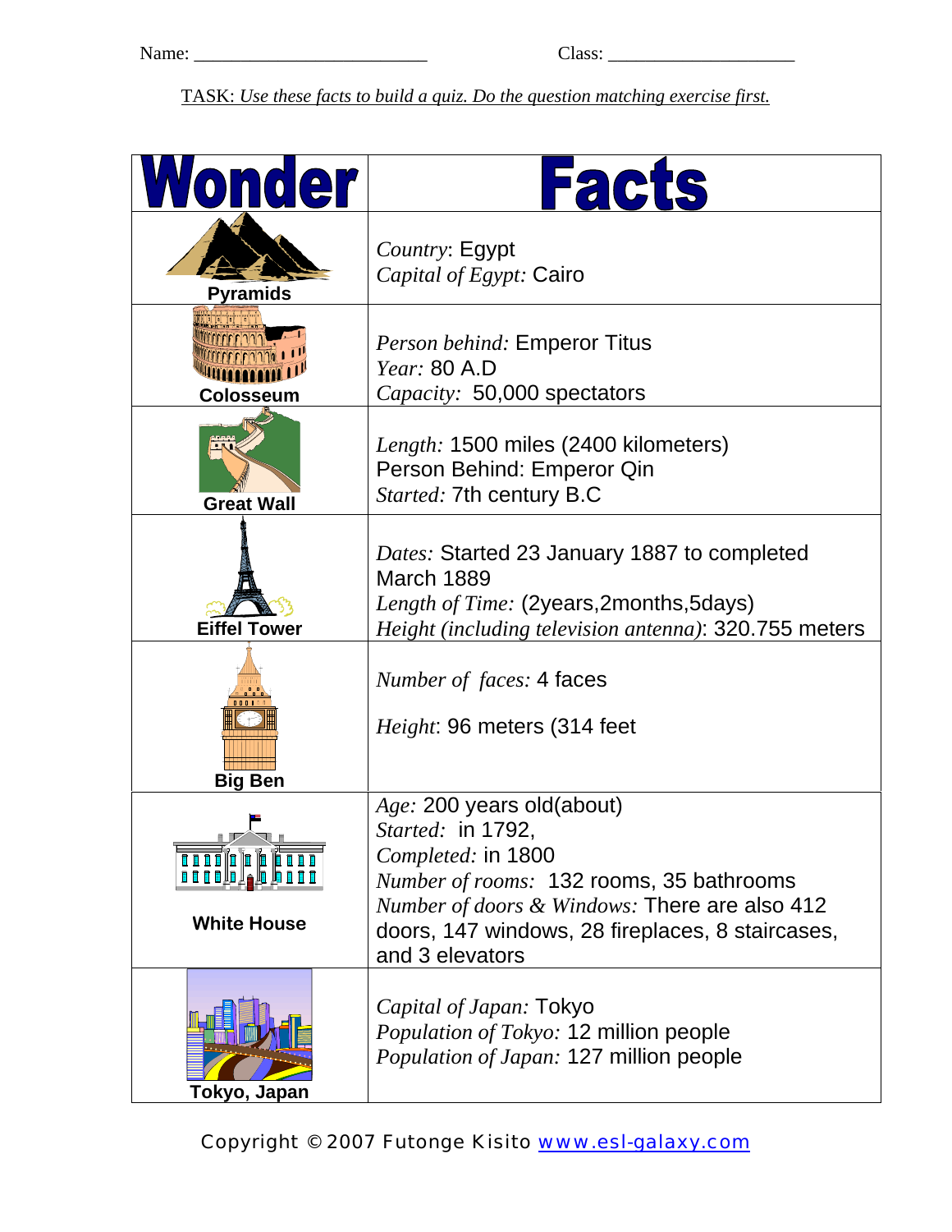Name: _________________________ Class: ____________________

TASK: *Use these facts to build a quiz. Do the question matching exercise first.*

| Wonder | Facts |
|---|---|
| Pyramids | *Country*: Egypt<br>*Capital of Egypt:* Cairo |
| Colosseum | *Person behind:* Emperor Titus<br>*Year:* 80 A.D<br>*Capacity:* 50,000 spectators |
| Great Wall | *Length:* 1500 miles (2400 kilometers)<br>Person Behind: Emperor Qin<br>*Started:* 7th century B.C |
| Eiffel Tower | *Dates:* Started 23 January 1887 to completed March 1889<br>*Length of Time:* (2years,2months,5days)<br>*Height (including television antenna)*: 320.755 meters |
| Big Ben | *Number of faces:* 4 faces<br>*Height*: 96 meters (314 feet |
| White House | *Age:* 200 years old(about)<br>*Started:* in 1792,<br>*Completed:* in 1800<br>*Number of rooms:* 132 rooms, 35 bathrooms<br>*Number of doors & Windows:* There are also 412 doors, 147 windows, 28 fireplaces, 8 staircases, and 3 elevators |
| Tokyo, Japan | *Capital of Japan:* Tokyo<br>*Population of Tokyo:* 12 million people<br>*Population of Japan:* 127 million people |

Copyright © 2007 Futonge Kisito www.esl-galaxy.com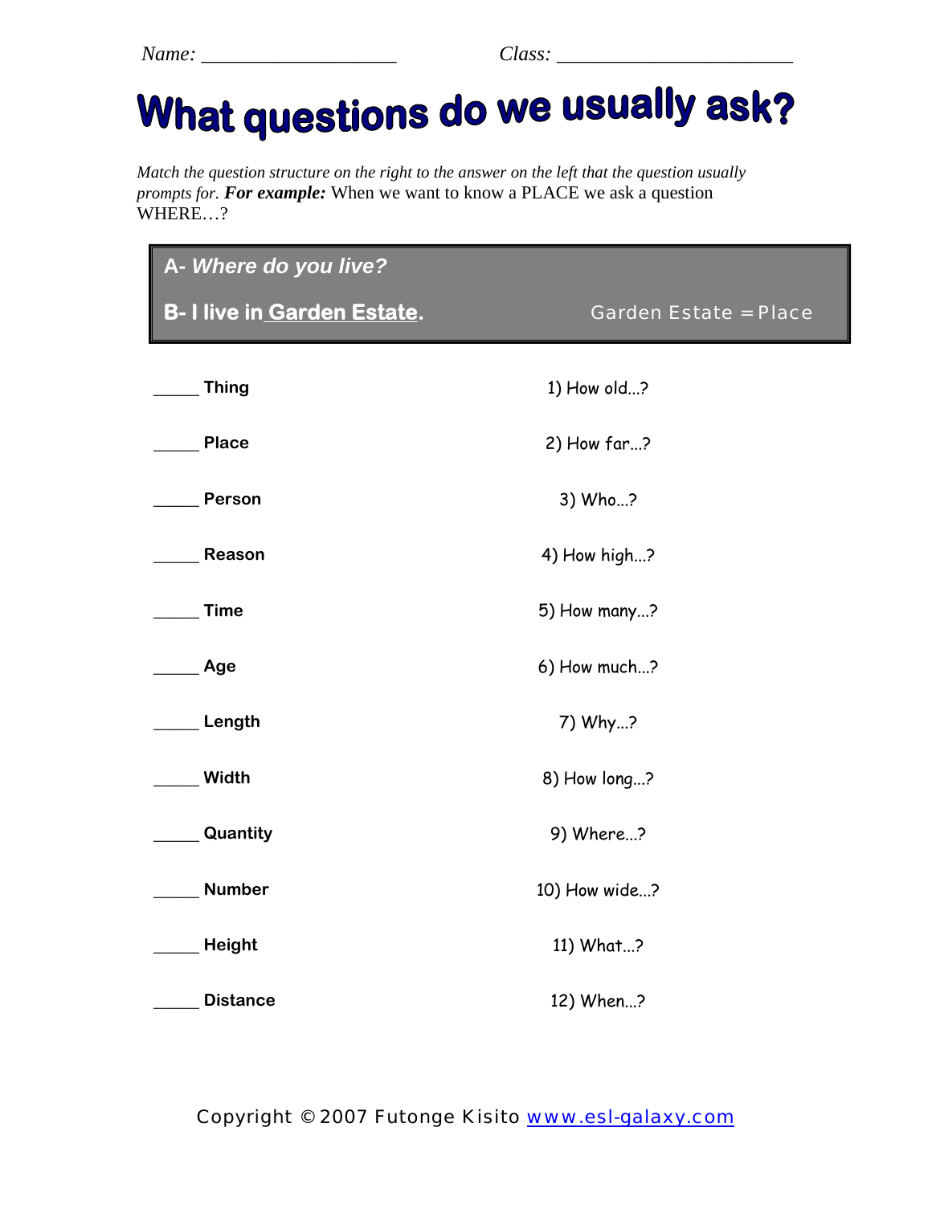Name: ___________________ Class: _______________________

# What questions do we usually ask?

*Match the question structure on the right to the answer on the left that the question usually prompts for.* ***For example:*** When we want to know a PLACE we ask a question WHERE…?

**A-** ***Where do you live?***

**B- I live in Garden Estate.** Garden Estate = Place

| | |
|---|---|
| _____ **Thing** | 1) How old…? |
| _____ **Place** | 2) How far…? |
| _____ **Person** | 3) Who…? |
| _____ **Reason** | 4) How high…? |
| _____ **Time** | 5) How many…? |
| _____ **Age** | 6) How much…? |
| _____ **Length** | 7) Why…? |
| _____ **Width** | 8) How long…? |
| _____ **Quantity** | 9) Where…? |
| _____ **Number** | 10) How wide…? |
| _____ **Height** | 11) What…? |
| _____ **Distance** | 12) When…? |

Copyright © 2007 Futonge Kisito www.esl-galaxy.com